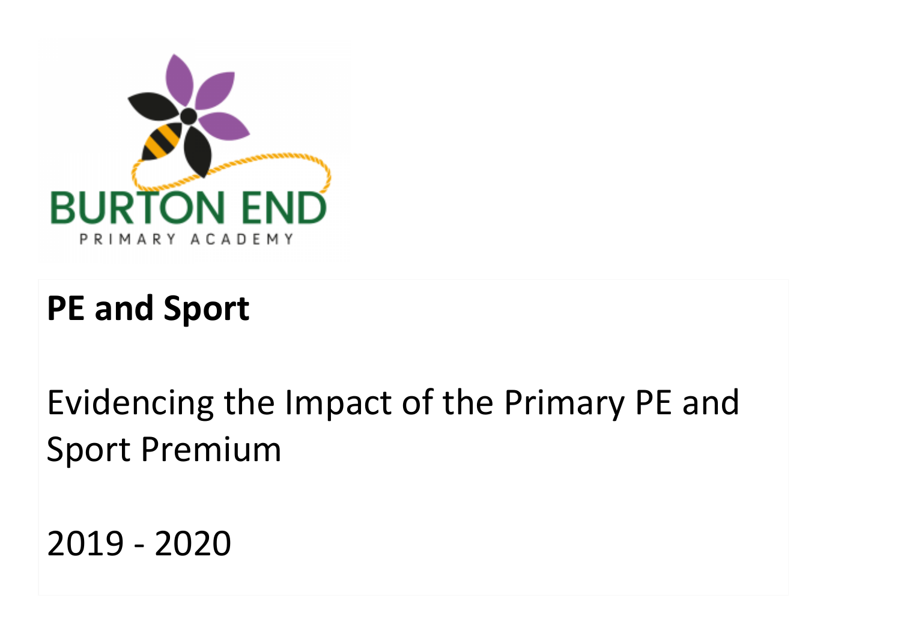BURTON END

PRIMARY ACADEMY

# PE and Sport

Evidencing the Impact of the Primary PE and Sport Premium

2019 - 2020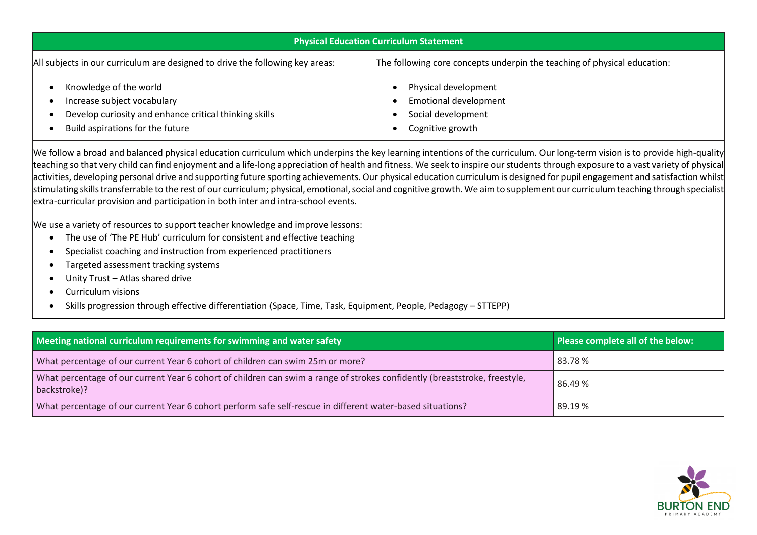## Physical Education Curriculum Statement

| All subjects in our curriculum are designed to drive the following key areas: | The following core concepts underpin the teaching of physical education: |
|---|---|
| • Knowledge of the world<br>• Increase subject vocabulary<br>• Develop curiosity and enhance critical thinking skills<br>• Build aspirations for the future | • Physical development<br>• Emotional development<br>• Social development<br>• Cognitive growth |

We follow a broad and balanced physical education curriculum which underpins the key learning intentions of the curriculum. Our long-term vision is to provide high-quality teaching so that very child can find enjoyment and a life-long appreciation of health and fitness. We seek to inspire our students through exposure to a vast variety of physical activities, developing personal drive and supporting future sporting achievements. Our physical education curriculum is designed for pupil engagement and satisfaction whilst stimulating skills transferrable to the rest of our curriculum; physical, emotional, social and cognitive growth. We aim to supplement our curriculum teaching through specialist extra-curricular provision and participation in both inter and intra-school events.

We use a variety of resources to support teacher knowledge and improve lessons:

- The use of 'The PE Hub' curriculum for consistent and effective teaching
- Specialist coaching and instruction from experienced practitioners
- Targeted assessment tracking systems
- Unity Trust – Atlas shared drive
- Curriculum visions
- Skills progression through effective differentiation (Space, Time, Task, Equipment, People, Pedagogy – STTEPP)

| Meeting national curriculum requirements for swimming and water safety | Please complete all of the below: |
|---|---|
| What percentage of our current Year 6 cohort of children can swim 25m or more? | 83.78 % |
| What percentage of our current Year 6 cohort of children can swim a range of strokes confidently (breaststroke, freestyle, backstroke)? | 86.49 % |
| What percentage of our current Year 6 cohort perform safe self-rescue in different water-based situations? | 89.19 % |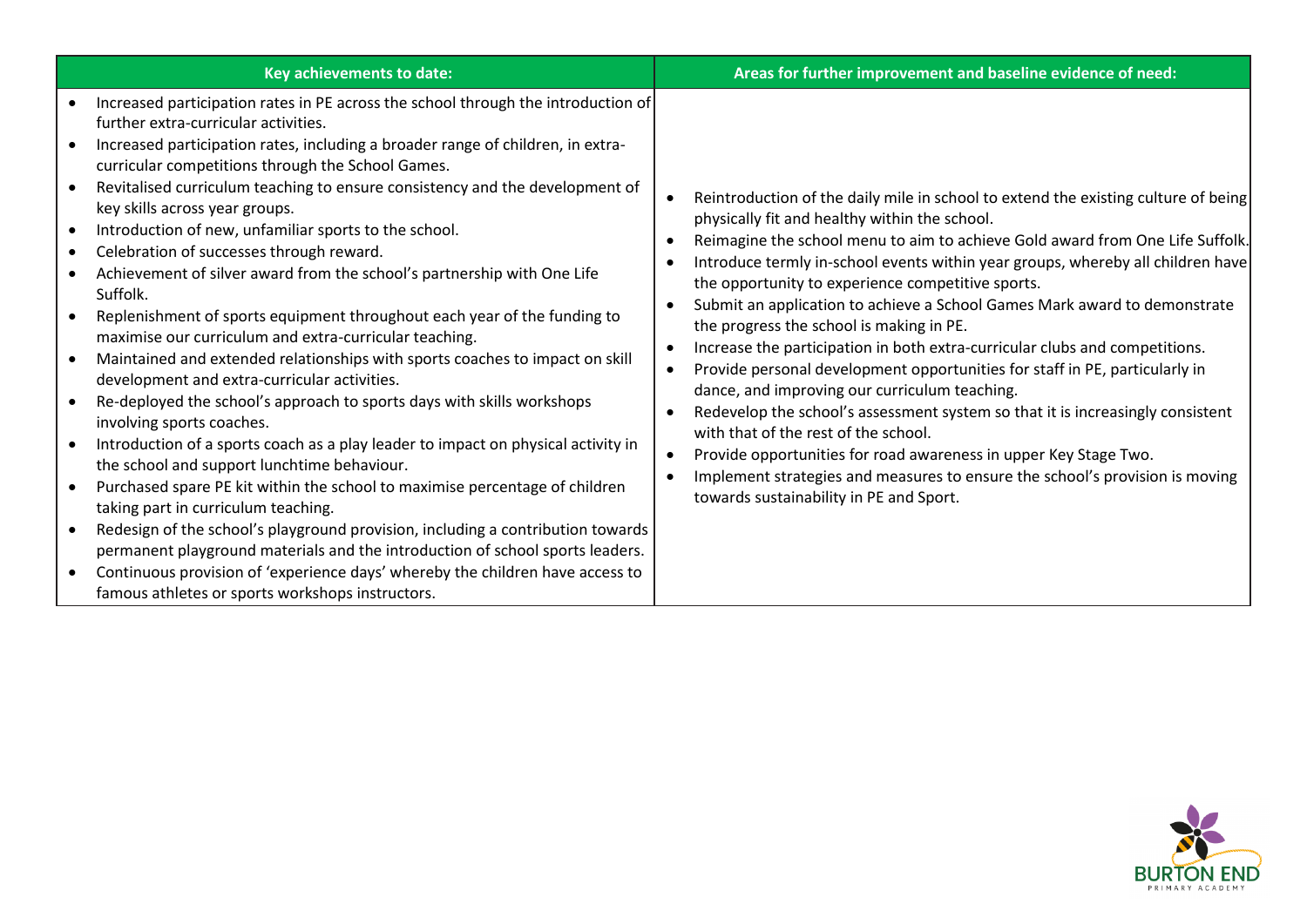| Key achievements to date: | Areas for further improvement and baseline evidence of need: |
| --- | --- |
| • Increased participation rates in PE across the school through the introduction of further extra-curricular activities.<br>• Increased participation rates, including a broader range of children, in extra-curricular competitions through the School Games.<br>• Revitalised curriculum teaching to ensure consistency and the development of key skills across year groups.<br>• Introduction of new, unfamiliar sports to the school.<br>• Celebration of successes through reward.<br>• Achievement of silver award from the school's partnership with One Life Suffolk.<br>• Replenishment of sports equipment throughout each year of the funding to maximise our curriculum and extra-curricular teaching.<br>• Maintained and extended relationships with sports coaches to impact on skill development and extra-curricular activities.<br>• Re-deployed the school's approach to sports days with skills workshops involving sports coaches.<br>• Introduction of a sports coach as a play leader to impact on physical activity in the school and support lunchtime behaviour.<br>• Purchased spare PE kit within the school to maximise percentage of children taking part in curriculum teaching.<br>• Redesign of the school's playground provision, including a contribution towards permanent playground materials and the introduction of school sports leaders.<br>• Continuous provision of 'experience days' whereby the children have access to famous athletes or sports workshops instructors. | • Reintroduction of the daily mile in school to extend the existing culture of being physically fit and healthy within the school.<br>• Reimagine the school menu to aim to achieve Gold award from One Life Suffolk.<br>• Introduce termly in-school events within year groups, whereby all children have the opportunity to experience competitive sports.<br>• Submit an application to achieve a School Games Mark award to demonstrate the progress the school is making in PE.<br>• Increase the participation in both extra-curricular clubs and competitions.<br>• Provide personal development opportunities for staff in PE, particularly in dance, and improving our curriculum teaching.<br>• Redevelop the school's assessment system so that it is increasingly consistent with that of the rest of the school.<br>• Provide opportunities for road awareness in upper Key Stage Two.<br>• Implement strategies and measures to ensure the school's provision is moving towards sustainability in PE and Sport. |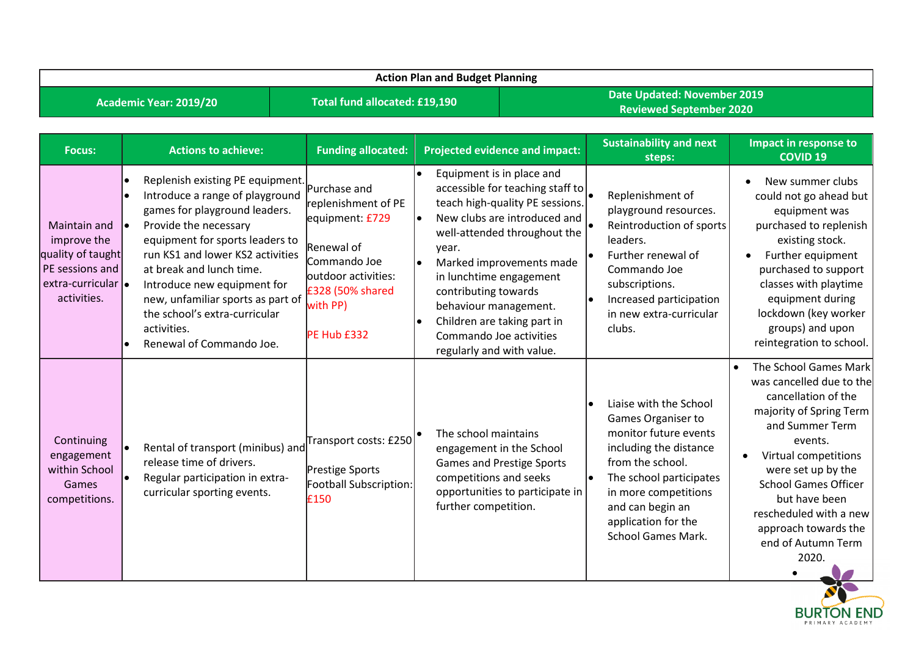| Action Plan and Budget Planning | | |
|---|---|---|
| Academic Year: 2019/20 | Total fund allocated: £19,190 | Date Updated: November 2019<br>Reviewed September 2020 |

| Focus: | Actions to achieve: | Funding allocated: | Projected evidence and impact: | Sustainability and next steps: | Impact in response to COVID 19 |
|---|---|---|---|---|---|
| Maintain and improve the quality of taught PE sessions and extra-curricular activities. | • Replenish existing PE equipment.<br>• Introduce a range of playground games for playground leaders.<br>• Provide the necessary equipment for sports leaders to run KS1 and lower KS2 activities at break and lunch time.<br>• Introduce new equipment for new, unfamiliar sports as part of the school's extra-curricular activities.<br>• Renewal of Commando Joe. | Purchase and replenishment of PE equipment: £729<br><br>Renewal of Commando Joe outdoor activities: £328 (50% shared with PP)<br><br>PE Hub £332 | • Equipment is in place and accessible for teaching staff to teach high-quality PE sessions.<br>• New clubs are introduced and well-attended throughout the year.<br>• Marked improvements made in lunchtime engagement contributing towards behaviour management.<br>• Children are taking part in Commando Joe activities regularly and with value. | • Replenishment of playground resources.<br>• Reintroduction of sports leaders.<br>• Further renewal of Commando Joe subscriptions.<br>• Increased participation in new extra-curricular clubs. | • New summer clubs could not go ahead but equipment was purchased to replenish existing stock.<br>• Further equipment purchased to support classes with playtime equipment during lockdown (key worker groups) and upon reintegration to school. |
| Continuing engagement within School Games competitions. | • Rental of transport (minibus) and release time of drivers.<br>• Regular participation in extra-curricular sporting events. | Transport costs: £250<br><br>Prestige Sports Football Subscription: £150 | • The school maintains engagement in the School Games and Prestige Sports competitions and seeks opportunities to participate in further competition. | • Liaise with the School Games Organiser to monitor future events including the distance from the school.<br>• The school participates in more competitions and can begin an application for the School Games Mark. | • The School Games Mark was cancelled due to the cancellation of the majority of Spring Term and Summer Term events.<br>• Virtual competitions were set up by the School Games Officer but have been rescheduled with a new approach towards the end of Autumn Term 2020.<br>• |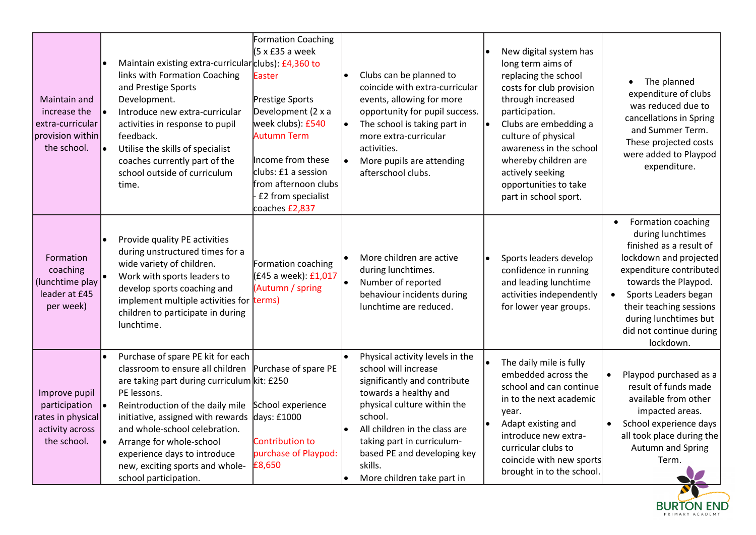| | | | | | |
|---|---|---|---|---|---|
| Maintain and increase the extra-curricular provision within the school. | • Maintain existing extra-curricular links with Formation Coaching and Prestige Sports Development.<br>• Introduce new extra-curricular activities in response to pupil feedback.<br>• Utilise the skills of specialist coaches currently part of the school outside of curriculum time. | Formation Coaching (5 x £35 a week clubs): £4,360 to Easter<br><br>Prestige Sports Development (2 x a week clubs): £540 Autumn Term<br><br>Income from these clubs: £1 a session from afternoon clubs - £2 from specialist coaches £2,837 | • Clubs can be planned to coincide with extra-curricular events, allowing for more opportunity for pupil success.<br>• The school is taking part in more extra-curricular activities.<br>• More pupils are attending afterschool clubs. | • New digital system has long term aims of replacing the school costs for club provision through increased participation.<br>• Clubs are embedding a culture of physical awareness in the school whereby children are actively seeking opportunities to take part in school sport. | • The planned expenditure of clubs was reduced due to cancellations in Spring and Summer Term. These projected costs were added to Playpod expenditure. |
| Formation coaching (lunchtime play leader at £45 per week) | • Provide quality PE activities during unstructured times for a wide variety of children.<br>• Work with sports leaders to develop sports coaching and implement multiple activities for children to participate in during lunchtime. | Formation coaching (£45 a week): £1,017 (Autumn / spring terms) | • More children are active during lunchtimes.<br>• Number of reported behaviour incidents during lunchtime are reduced. | • Sports leaders develop confidence in running and leading lunchtime activities independently for lower year groups. | • Formation coaching during lunchtimes finished as a result of lockdown and projected expenditure contributed towards the Playpod.<br>• Sports Leaders began their teaching sessions during lunchtimes but did not continue during lockdown. |
| Improve pupil participation rates in physical activity across the school. | • Purchase of spare PE kit for each classroom to ensure all children are taking part during curriculum PE lessons.<br>• Reintroduction of the daily mile initiative, assigned with rewards and whole-school celebration.<br>• Arrange for whole-school experience days to introduce new, exciting sports and whole-school participation. | Purchase of spare PE kit: £250<br><br>School experience days: £1000<br><br>Contribution to purchase of Playpod: £8,650 | • Physical activity levels in the school will increase significantly and contribute towards a healthy and physical culture within the school.<br>• All children in the class are taking part in curriculum-based PE and developing key skills.<br>• More children take part in | • The daily mile is fully embedded across the school and can continue in to the next academic year.<br>• Adapt existing and introduce new extra-curricular clubs to coincide with new sports brought in to the school. | • Playpod purchased as a result of funds made available from other impacted areas.<br>• School experience days all took place during the Autumn and Spring Term. |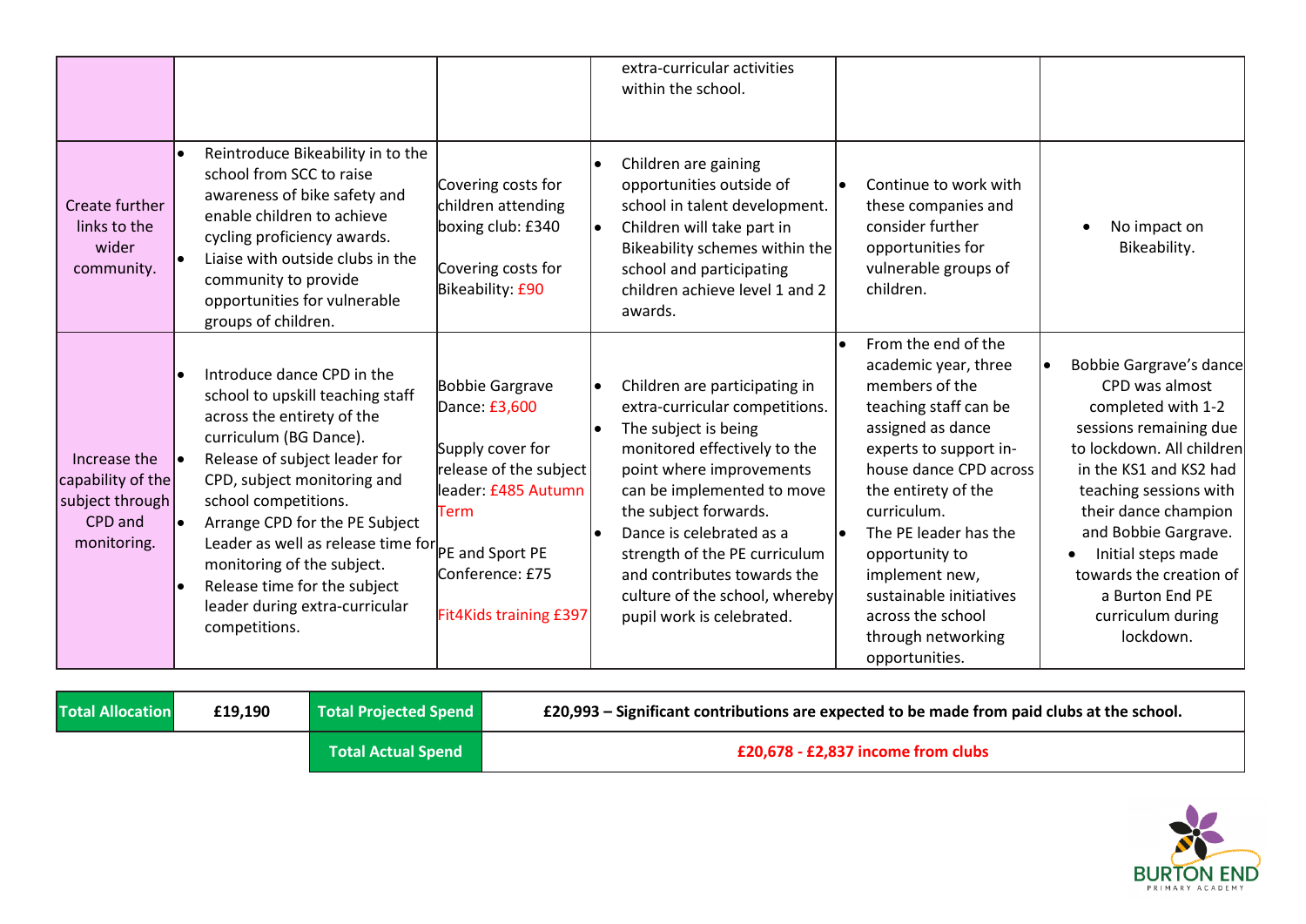| | | | | | |
|---|---|---|---|---|---|
| | | | extra-curricular activities within the school. | | |
| Create further links to the wider community. | • Reintroduce Bikeability in to the school from SCC to raise awareness of bike safety and enable children to achieve cycling proficiency awards.<br>• Liaise with outside clubs in the community to provide opportunities for vulnerable groups of children. | Covering costs for children attending boxing club: £340<br><br>Covering costs for Bikeability: £90 | • Children are gaining opportunities outside of school in talent development.<br>• Children will take part in Bikeability schemes within the school and participating children achieve level 1 and 2 awards. | • Continue to work with these companies and consider further opportunities for vulnerable groups of children. | • No impact on Bikeability. |
| Increase the capability of the subject through CPD and monitoring. | • Introduce dance CPD in the school to upskill teaching staff across the entirety of the curriculum (BG Dance).<br>• Release of subject leader for CPD, subject monitoring and school competitions.<br>• Arrange CPD for the PE Subject Leader as well as release time for monitoring of the subject.<br>• Release time for the subject leader during extra-curricular competitions. | Bobbie Gargrave Dance: £3,600<br><br>Supply cover for release of the subject leader: £485 Autumn Term<br><br>PE and Sport PE Conference: £75<br><br>Fit4Kids training £397 | • Children are participating in extra-curricular competitions.<br>• The subject is being monitored effectively to the point where improvements can be implemented to move the subject forwards.<br>• Dance is celebrated as a strength of the PE curriculum and contributes towards the culture of the school, whereby pupil work is celebrated. | • From the end of the academic year, three members of the teaching staff can be assigned as dance experts to support in-house dance CPD across the entirety of the curriculum.<br>• The PE leader has the opportunity to implement new, sustainable initiatives across the school through networking opportunities. | • Bobbie Gargrave's dance CPD was almost completed with 1-2 sessions remaining due to lockdown. All children in the KS1 and KS2 had teaching sessions with their dance champion and Bobbie Gargrave.<br>• Initial steps made towards the creation of a Burton End PE curriculum during lockdown. |

| | | | |
|---|---|---|---|
| **Total Allocation** | **£19,190** | **Total Projected Spend** | **£20,993 – Significant contributions are expected to be made from paid clubs at the school.** |
| | | **Total Actual Spend** | **£20,678 - £2,837 income from clubs** |